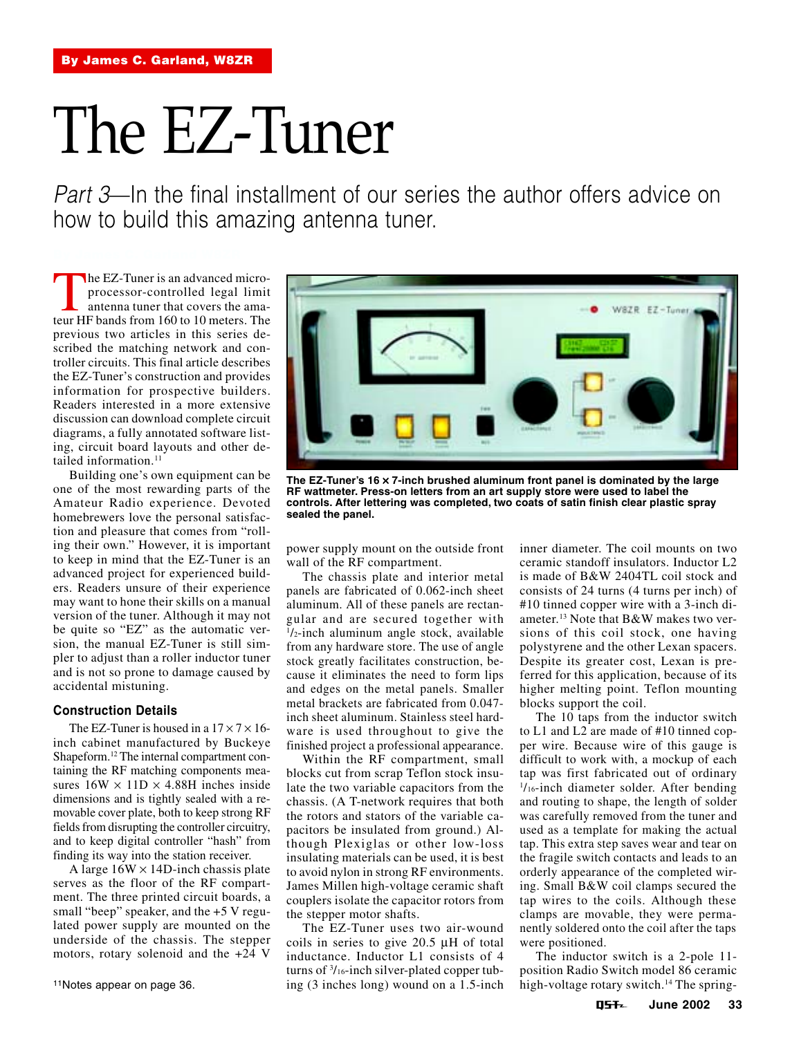By James C. Garland, W8ZR

# The EZ-Tuner

*Part 3*—In the final installment of our series the author offers advice on how to build this amazing antenna tuner.

The EZ-Tuner is an advanced microprocessor-controlled legal limit antenna tuner that covers the amateur HF bands from 160 to 10 meters. The previous two articles in this series described the matching network and controller circuits. This final article describes the EZ-Tuner's construction and provides information for prospective builders. Readers interested in a more extensive discussion can download complete circuit diagrams, a fully annotated software listing, circuit board layouts and other detailed information.[11]

Building one's own equipment can be one of the most rewarding parts of the Amateur Radio experience. Devoted homebrewers love the personal satisfaction and pleasure that comes from "rolling their own." However, it is important to keep in mind that the EZ-Tuner is an advanced project for experienced builders. Readers unsure of their experience may want to hone their skills on a manual version of the tuner. Although it may not be quite so "EZ" as the automatic version, the manual EZ-Tuner is still simpler to adjust than a roller inductor tuner and is not so prone to damage caused by accidental mistuning.

The EZ-Tuner's 16 × 7-inch brushed aluminum front panel is dominated by the large RF wattmeter. Press-on letters from an art supply store were used to label the controls. After lettering was completed, two coats of satin finish clear plastic spray sealed the panel.

### Construction Details

The EZ-Tuner is housed in a 17 × 7 × 16-inch cabinet manufactured by Buckeye Shapeform.[12] The internal compartment containing the RF matching components measures 16W × 11D × 4.88H inches inside dimensions and is tightly sealed with a removable cover plate, both to keep strong RF fields from disrupting the controller circuitry, and to keep digital controller "hash" from finding its way into the station receiver.

A large 16W × 14D-inch chassis plate serves as the floor of the RF compartment. The three printed circuit boards, a small "beep" speaker, and the +5 V regulated power supply are mounted on the underside of the chassis. The stepper motors, rotary solenoid and the +24 V power supply mount on the outside front wall of the RF compartment.

The chassis plate and interior metal panels are fabricated of 0.062-inch sheet aluminum. All of these panels are rectangular and are secured together with 1/2-inch aluminum angle stock, available from any hardware store. The use of angle stock greatly facilitates construction, because it eliminates the need to form lips and edges on the metal panels. Smaller metal brackets are fabricated from 0.047-inch sheet aluminum. Stainless steel hardware is used throughout to give the finished project a professional appearance.

Within the RF compartment, small blocks cut from scrap Teflon stock insulate the two variable capacitors from the chassis. (A T-network requires that both the rotors and stators of the variable capacitors be insulated from ground.) Although Plexiglas or other low-loss insulating materials can be used, it is best to avoid nylon in strong RF environments. James Millen high-voltage ceramic shaft couplers isolate the capacitor rotors from the stepper motor shafts.

The EZ-Tuner uses two air-wound coils in series to give 20.5 µH of total inductance. Inductor L1 consists of 4 turns of 3/16-inch silver-plated copper tubing (3 inches long) wound on a 1.5-inch inner diameter. The coil mounts on two ceramic standoff insulators. Inductor L2 is made of B&W 2404TL coil stock and consists of 24 turns (4 turns per inch) of #10 tinned copper wire with a 3-inch diameter.[13] Note that B&W makes two versions of this coil stock, one having polystyrene and the other Lexan spacers. Despite its greater cost, Lexan is preferred for this application, because of its higher melting point. Teflon mounting blocks support the coil.

The 10 taps from the inductor switch to L1 and L2 are made of #10 tinned copper wire. Because wire of this gauge is difficult to work with, a mockup of each tap was first fabricated out of ordinary 1/16-inch diameter solder. After bending and routing to shape, the length of solder was carefully removed from the tuner and used as a template for making the actual tap. This extra step saves wear and tear on the fragile switch contacts and leads to an orderly appearance of the completed wiring. Small B&W coil clamps secured the tap wires to the coils. Although these clamps are movable, they were permanently soldered onto the coil after the taps were positioned.

The inductor switch is a 2-pole 11-position Radio Switch model 86 ceramic high-voltage rotary switch.[14] The spring-

[11]Notes appear on page 36.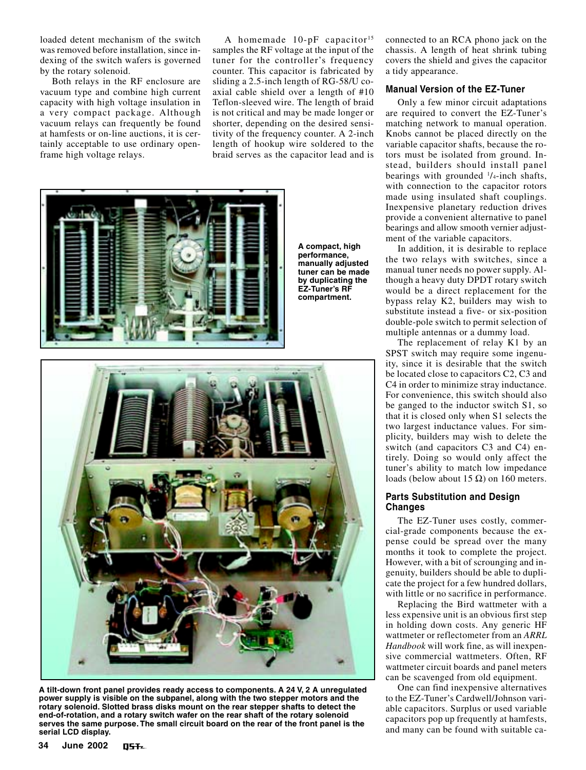loaded detent mechanism of the switch was removed before installation, since indexing of the switch wafers is governed by the rotary solenoid.

Both relays in the RF enclosure are vacuum type and combine high current capacity with high voltage insulation in a very compact package. Although vacuum relays can frequently be found at hamfests or on-line auctions, it is certainly acceptable to use ordinary open-frame high voltage relays.

A homemade 10-pF capacitor[15] samples the RF voltage at the input of the tuner for the controller's frequency counter. This capacitor is fabricated by sliding a 2.5-inch length of RG-58/U coaxial cable shield over a length of #10 Teflon-sleeved wire. The length of braid is not critical and may be made longer or shorter, depending on the desired sensitivity of the frequency counter. A 2-inch length of hookup wire soldered to the braid serves as the capacitor lead and is connected to an RCA phono jack on the chassis. A length of heat shrink tubing covers the shield and gives the capacitor a tidy appearance.

**A compact, high performance, manually adjusted tuner can be made by duplicating the EZ-Tuner's RF compartment.**

**A tilt-down front panel provides ready access to components. A 24 V, 2 A unregulated power supply is visible on the subpanel, along with the two stepper motors and the rotary solenoid. Slotted brass disks mount on the rear stepper shafts to detect the end-of-rotation, and a rotary switch wafer on the rear shaft of the rotary solenoid serves the same purpose. The small circuit board on the rear of the front panel is the serial LCD display.**

### Manual Version of the EZ-Tuner

Only a few minor circuit adaptations are required to convert the EZ-Tuner's matching network to manual operation. Knobs cannot be placed directly on the variable capacitor shafts, because the rotors must be isolated from ground. Instead, builders should install panel bearings with grounded 1/4-inch shafts, with connection to the capacitor rotors made using insulated shaft couplings. Inexpensive planetary reduction drives provide a convenient alternative to panel bearings and allow smooth vernier adjustment of the variable capacitors.

In addition, it is desirable to replace the two relays with switches, since a manual tuner needs no power supply. Although a heavy duty DPDT rotary switch would be a direct replacement for the bypass relay K2, builders may wish to substitute instead a five- or six-position double-pole switch to permit selection of multiple antennas or a dummy load.

The replacement of relay K1 by an SPST switch may require some ingenuity, since it is desirable that the switch be located close to capacitors C2, C3 and C4 in order to minimize stray inductance. For convenience, this switch should also be ganged to the inductor switch S1, so that it is closed only when S1 selects the two largest inductance values. For simplicity, builders may wish to delete the switch (and capacitors C3 and C4) entirely. Doing so would only affect the tuner's ability to match low impedance loads (below about 15 Ω) on 160 meters.

### Parts Substitution and Design Changes

The EZ-Tuner uses costly, commercial-grade components because the expense could be spread over the many months it took to complete the project. However, with a bit of scrounging and ingenuity, builders should be able to duplicate the project for a few hundred dollars, with little or no sacrifice in performance.

Replacing the Bird wattmeter with a less expensive unit is an obvious first step in holding down costs. Any generic HF wattmeter or reflectometer from an *ARRL Handbook* will work fine, as will inexpensive commercial wattmeters. Often, RF wattmeter circuit boards and panel meters can be scavenged from old equipment.

One can find inexpensive alternatives to the EZ-Tuner's Cardwell/Johnson variable capacitors. Surplus or used variable capacitors pop up frequently at hamfests, and many can be found with suitable ca-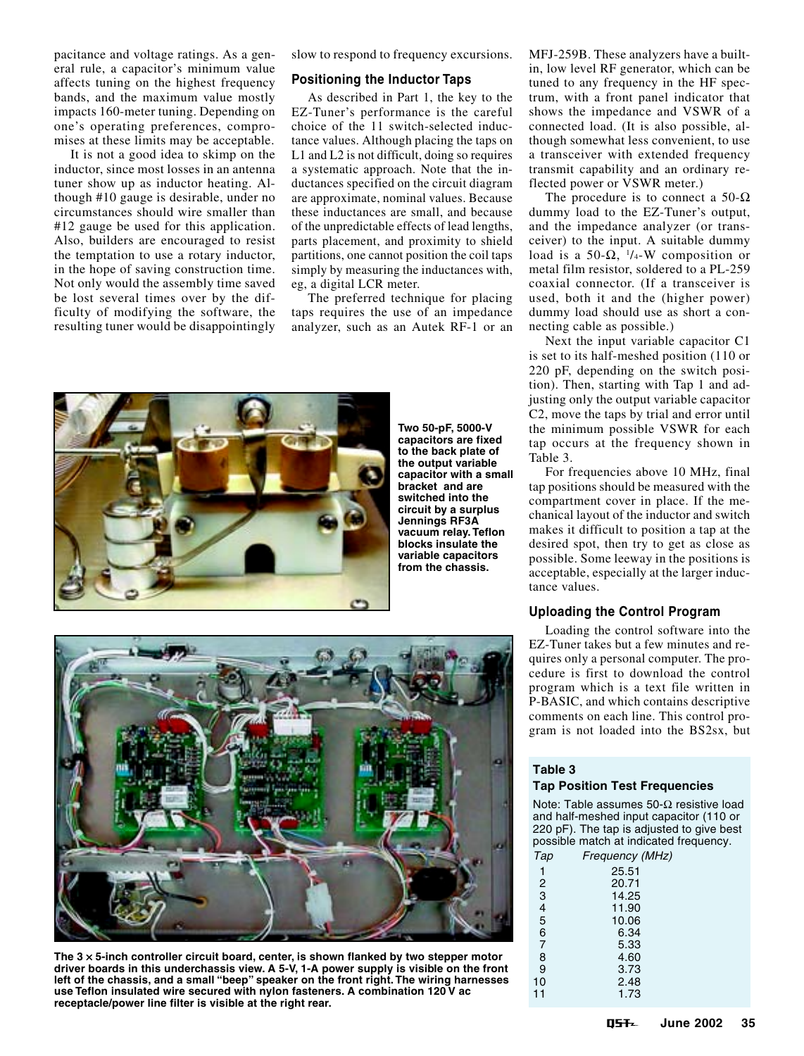pacitance and voltage ratings. As a general rule, a capacitor's minimum value affects tuning on the highest frequency bands, and the maximum value mostly impacts 160-meter tuning. Depending on one's operating preferences, compromises at these limits may be acceptable.

It is not a good idea to skimp on the inductor, since most losses in an antenna tuner show up as inductor heating. Although #10 gauge is desirable, under no circumstances should wire smaller than #12 gauge be used for this application. Also, builders are encouraged to resist the temptation to use a rotary inductor, in the hope of saving construction time. Not only would the assembly time saved be lost several times over by the difficulty of modifying the software, the resulting tuner would be disappointingly slow to respond to frequency excursions.

### Positioning the Inductor Taps

As described in Part 1, the key to the EZ-Tuner's performance is the careful choice of the 11 switch-selected inductance values. Although placing the taps on L1 and L2 is not difficult, doing so requires a systematic approach. Note that the inductances specified on the circuit diagram are approximate, nominal values. Because these inductances are small, and because of the unpredictable effects of lead lengths, parts placement, and proximity to shield partitions, one cannot position the coil taps simply by measuring the inductances with, eg, a digital LCR meter.

The preferred technique for placing taps requires the use of an impedance analyzer, such as an Autek RF-1 or an MFJ-259B. These analyzers have a built-in, low level RF generator, which can be tuned to any frequency in the HF spectrum, with a front panel indicator that shows the impedance and VSWR of a connected load. (It is also possible, although somewhat less convenient, to use a transceiver with extended frequency transmit capability and an ordinary reflected power or VSWR meter.)

The procedure is to connect a 50-Ω dummy load to the EZ-Tuner's output, and the impedance analyzer (or transceiver) to the input. A suitable dummy load is a 50-Ω, 1/4-W composition or metal film resistor, soldered to a PL-259 coaxial connector. (If a transceiver is used, both it and the (higher power) dummy load should use as short a connecting cable as possible.)

Next the input variable capacitor C1 is set to its half-meshed position (110 or 220 pF, depending on the switch position). Then, starting with Tap 1 and adjusting only the output variable capacitor C2, move the taps by trial and error until the minimum possible VSWR for each tap occurs at the frequency shown in Table 3.

For frequencies above 10 MHz, final tap positions should be measured with the compartment cover in place. If the mechanical layout of the inductor and switch makes it difficult to position a tap at the desired spot, then try to get as close as possible. Some leeway in the positions is acceptable, especially at the larger inductance values.

**Two 50-pF, 5000-V capacitors are fixed to the back plate of the output variable capacitor with a small bracket and are switched into the circuit by a surplus Jennings RF3A vacuum relay. Teflon blocks insulate the variable capacitors from the chassis.**

**The 3 × 5-inch controller circuit board, center, is shown flanked by two stepper motor driver boards in this underchassis view. A 5-V, 1-A power supply is visible on the front left of the chassis, and a small "beep" speaker on the front right. The wiring harnesses use Teflon insulated wire secured with nylon fasteners. A combination 120 V ac receptacle/power line filter is visible at the right rear.**

### Uploading the Control Program

Loading the control software into the EZ-Tuner takes but a few minutes and requires only a personal computer. The procedure is first to download the control program which is a text file written in P-BASIC, and which contains descriptive comments on each line. This control program is not loaded into the BS2sx, but

**Table 3**
**Tap Position Test Frequencies**

Note: Table assumes 50-Ω resistive load and half-meshed input capacitor (110 or 220 pF). The tap is adjusted to give best possible match at indicated frequency.

| *Tap* | *Frequency (MHz)* |
|---|---|
| 1 | 25.51 |
| 2 | 20.71 |
| 3 | 14.25 |
| 4 | 11.90 |
| 5 | 10.06 |
| 6 | 6.34 |
| 7 | 5.33 |
| 8 | 4.60 |
| 9 | 3.73 |
| 10 | 2.48 |
| 11 | 1.73 |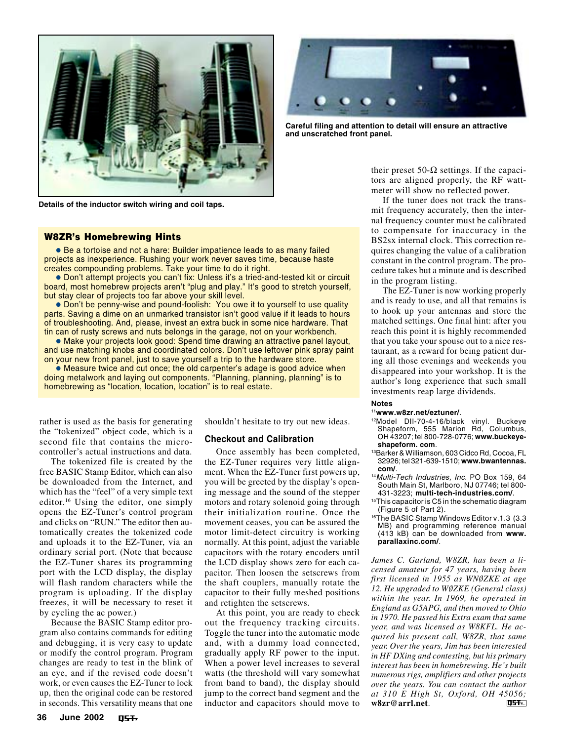Details of the inductor switch wiring and coil taps.

Careful filing and attention to detail will ensure an attractive and unscratched front panel.

### W8ZR's Homebrewing Hints

- Be a tortoise and not a hare: Builder impatience leads to as many failed projects as inexperience. Rushing your work never saves time, because haste creates compounding problems. Take your time to do it right.
- Don't attempt projects you can't fix: Unless it's a tried-and-tested kit or circuit board, most homebrew projects aren't "plug and play." It's good to stretch yourself, but stay clear of projects too far above your skill level.
- Don't be penny-wise and pound-foolish: You owe it to yourself to use quality parts. Saving a dime on an unmarked transistor isn't good value if it leads to hours of troubleshooting. And, please, invest an extra buck in some nice hardware. That tin can of rusty screws and nuts belongs in the garage, not on your workbench.
- Make your projects look good: Spend time drawing an attractive panel layout, and use matching knobs and coordinated colors. Don't use leftover pink spray paint on your new front panel, just to save yourself a trip to the hardware store.
- Measure twice and cut once; the old carpenter's adage is good advice when doing metalwork and laying out components. "Planning, planning, planning" is to homebrewing as "location, location, location" is to real estate.

rather is used as the basis for generating the "tokenized" object code, which is a second file that contains the microcontroller's actual instructions and data.

The tokenized file is created by the free BASIC Stamp Editor, which can also be downloaded from the Internet, and which has the "feel" of a very simple text editor.[16] Using the editor, one simply opens the EZ-Tuner's control program and clicks on "RUN." The editor then automatically creates the tokenized code and uploads it to the EZ-Tuner, via an ordinary serial port. (Note that because the EZ-Tuner shares its programming port with the LCD display, the display will flash random characters while the program is uploading. If the display freezes, it will be necessary to reset it by cycling the ac power.)

Because the BASIC Stamp editor program also contains commands for editing and debugging, it is very easy to update or modify the control program. Program changes are ready to test in the blink of an eye, and if the revised code doesn't work, or even causes the EZ-Tuner to lock up, then the original code can be restored in seconds. This versatility means that one shouldn't hesitate to try out new ideas.

### Checkout and Calibration

Once assembly has been completed, the EZ-Tuner requires very little alignment. When the EZ-Tuner first powers up, you will be greeted by the display's opening message and the sound of the stepper motors and rotary solenoid going through their initialization routine. Once the movement ceases, you can be assured the motor limit-detect circuitry is working normally. At this point, adjust the variable capacitors with the rotary encoders until the LCD display shows zero for each capacitor. Then loosen the setscrews from the shaft couplers, manually rotate the capacitor to their fully meshed positions and retighten the setscrews.

At this point, you are ready to check out the frequency tracking circuits. Toggle the tuner into the automatic mode and, with a dummy load connected, gradually apply RF power to the input. When a power level increases to several watts (the threshold will vary somewhat from band to band), the display should jump to the correct band segment and the inductor and capacitors should move to their preset 50-Ω settings. If the capacitors are aligned properly, the RF wattmeter will show no reflected power.

If the tuner does not track the transmit frequency accurately, then the internal frequency counter must be calibrated to compensate for inaccuracy in the BS2sx internal clock. This correction requires changing the value of a calibration constant in the control program. The procedure takes but a minute and is described in the program listing.

The EZ-Tuner is now working properly and is ready to use, and all that remains is to hook up your antennas and store the matched settings. One final hint: after you reach this point it is highly recommended that you take your spouse out to a nice restaurant, as a reward for being patient during all those evenings and weekends you disappeared into your workshop. It is the author's long experience that such small investments reap large dividends.

#### Notes

[11] **www.w8zr.net/eztuner/**.

[12] Model DII-70-4-16/black vinyl. Buckeye Shapeform, 555 Marion Rd, Columbus, OH 43207; tel 800-728-0776; **www.buckeye-shapeform. com**.

[13] Barker & Williamson, 603 Cidco Rd, Cocoa, FL 32926; tel 321-639-1510; **www.bwantennas.com/**.

[14] *Multi-Tech Industries, Inc.* PO Box 159, 64 South Main St, Marlboro, NJ 07746; tel 800-431-3223; **multi-tech-industries.com/**.

[15] This capacitor is C5 in the schematic diagram (Figure 5 of Part 2).

[16] The BASIC Stamp Windows Editor v.1.3 (3.3 MB) and programming reference manual (413 kB) can be downloaded from **www.parallaxinc.com/**.

*James C. Garland, W8ZR, has been a licensed amateur for 47 years, having been first licensed in 1955 as WN0ZKE at age 12. He upgraded to W0ZKE (General class) within the year. In 1969, he operated in England as G5APG, and then moved to Ohio in 1970. He passed his Extra exam that same year, and was licensed as W8KFL. He acquired his present call, W8ZR, that same year. Over the years, Jim has been interested in HF DXing and contesting, but his primary interest has been in homebrewing. He's built numerous rigs, amplifiers and other projects over the years. You can contact the author at 310 E High St, Oxford, OH 45056;* **w8zr@arrl.net**.